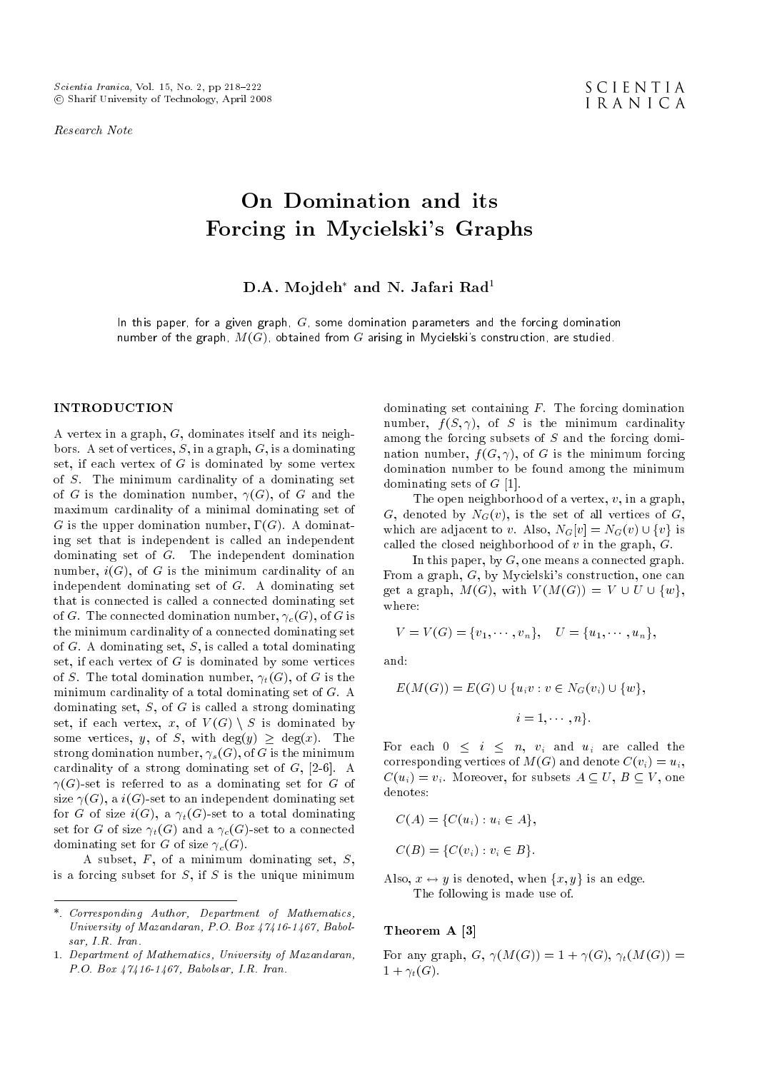*Research Note*

# On Domination and its Forcing in Mycielski's Graphs

**D.A. Mojdeh*[*] and N. Jafari Rad[1]**

In this paper, for a given graph, $G$, some domination parameters and the forcing domination number of the graph, $M(G)$, obtained from $G$ arising in Mycielski's construction, are studied.

## INTRODUCTION

A vertex in a graph, $G$, dominates itself and its neighbors. A set of vertices, $S$, in a graph, $G$, is a dominating set, if each vertex of $G$ is dominated by some vertex of $S$. The minimum cardinality of a dominating set of $G$ is the domination number, $\gamma(G)$, of $G$ and the maximum cardinality of a minimal dominating set of $G$ is the upper domination number, $\Gamma(G)$. A dominating set that is independent is called an independent dominating set of $G$. The independent domination number, $i(G)$, of $G$ is the minimum cardinality of an independent dominating set of $G$. A dominating set that is connected is called a connected dominating set of $G$. The connected domination number, $\gamma_c(G)$, of $G$ is the minimum cardinality of a connected dominating set of $G$. A dominating set, $S$, is called a total dominating set, if each vertex of $G$ is dominated by some vertices of $S$. The total domination number, $\gamma_t(G)$, of $G$ is the minimum cardinality of a total dominating set of $G$. A dominating set, $S$, of $G$ is called a strong dominating set, if each vertex, $x$, of $V(G) \setminus S$ is dominated by some vertices, $y$, of $S$, with $\deg(y) \geq \deg(x)$. The strong domination number, $\gamma_s(G)$, of $G$ is the minimum cardinality of a strong dominating set of $G$, [2-6]. A $\gamma(G)$-set is referred to as a dominating set for $G$ of size $\gamma(G)$, a $i(G)$-set to an independent dominating set for $G$ of size $i(G)$, a $\gamma_t(G)$-set to a total dominating set for $G$ of size $\gamma_t(G)$ and a $\gamma_c(G)$-set to a connected dominating set for $G$ of size $\gamma_c(G)$.

A subset, $F$, of a minimum dominating set, $S$, is a forcing subset for $S$, if $S$ is the unique minimum dominating set containing $F$. The forcing domination number, $f(S, \gamma)$, of $S$ is the minimum cardinality among the forcing subsets of $S$ and the forcing domination number, $f(G, \gamma)$, of $G$ is the minimum forcing domination number to be found among the minimum dominating sets of $G$ [1].

The open neighborhood of a vertex, $v$, in a graph, $G$, denoted by $N_G(v)$, is the set of all vertices of $G$, which are adjacent to $v$. Also, $N_G[v] = N_G(v) \cup \{v\}$ is called the closed neighborhood of $v$ in the graph, $G$.

In this paper, by $G$, one means a connected graph. From a graph, $G$, by Mycielski's construction, one can get a graph, $M(G)$, with $V(M(G)) = V \cup U \cup \{w\}$, where:

$$V = V(G) = \{v_1, \cdots, v_n\}, \quad U = \{u_1, \cdots, u_n\},$$

and:

$$E(M(G)) = E(G) \cup \{u_i v : v \in N_G(v_i) \cup \{w\}, \quad i = 1, \cdots, n\}.$$

For each $0 \leq i \leq n$, $v_i$ and $u_i$ are called the corresponding vertices of $M(G)$ and denote $C(v_i) = u_i$, $C(u_i) = v_i$. Moreover, for subsets $A \subseteq U$, $B \subseteq V$, one denotes:

$$C(A) = \{C(u_i) : u_i \in A\},$$

$$C(B) = \{C(v_i) : v_i \in B\}.$$

Also, $x \leftrightarrow y$ is denoted, when $\{x, y\}$ is an edge.

The following is made use of.

### Theorem A [3]

For any graph, $G$, $\gamma(M(G)) = 1 + \gamma(G)$, $\gamma_t(M(G)) = 1 + \gamma_t(G)$.

---

*. *Corresponding Author, Department of Mathematics, University of Mazandaran, P.O. Box 47416-1467, Babolsar, I.R. Iran.*

1. *Department of Mathematics, University of Mazandaran, P.O. Box 47416-1467, Babolsar, I.R. Iran.*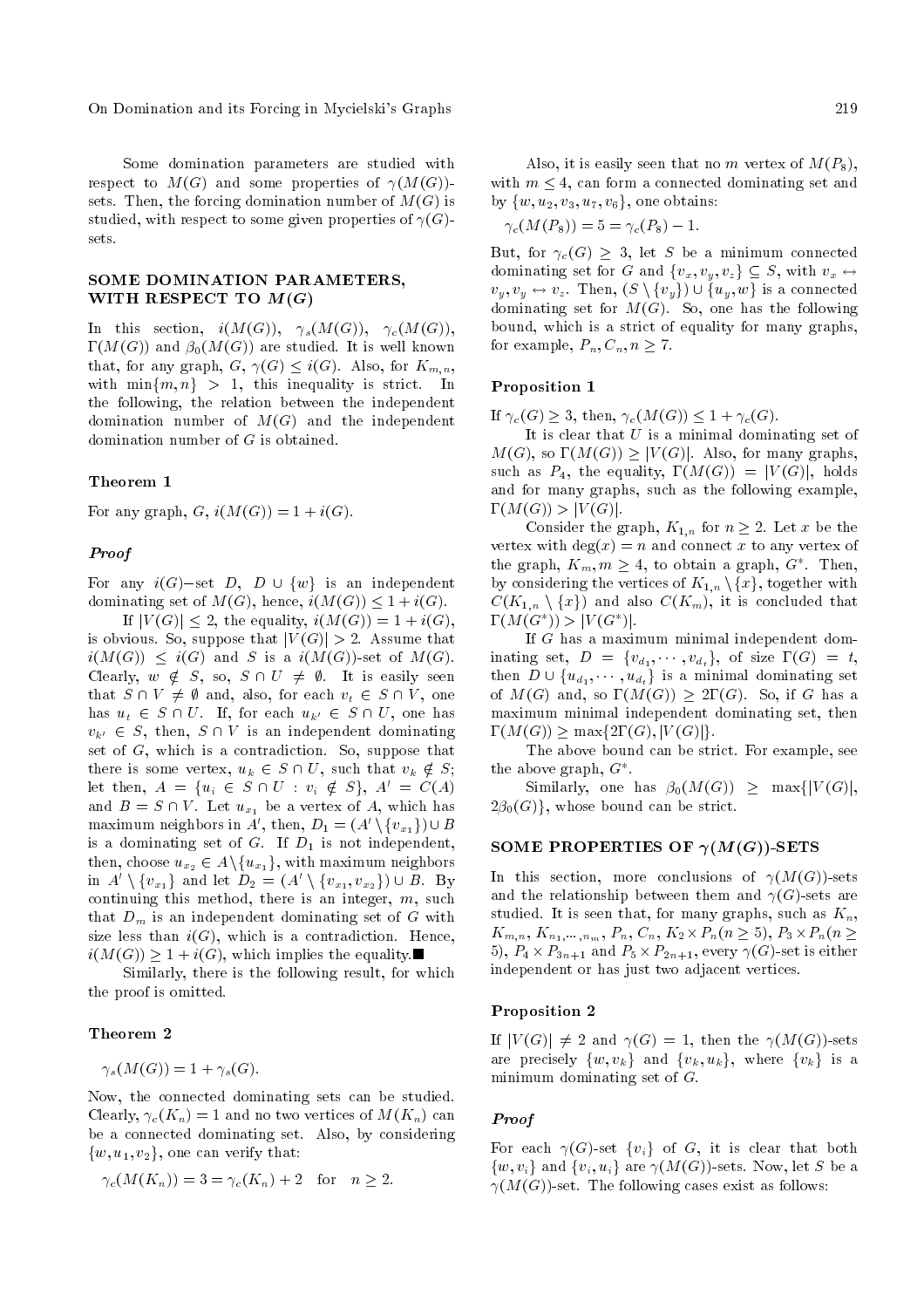Some domination parameters are studied with respect to $M(G)$ and some properties of $\gamma(M(G))$-sets. Then, the forcing domination number of $M(G)$ is studied, with respect to some given properties of $\gamma(G)$-sets.

## SOME DOMINATION PARAMETERS, WITH RESPECT TO $M(G)$

In this section, $i(M(G))$, $\gamma_s(M(G))$, $\gamma_c(M(G))$, $\Gamma(M(G))$ and $\beta_0(M(G))$ are studied. It is well known that, for any graph, $G$, $\gamma(G) \leq i(G)$. Also, for $K_{m,n}$, with $\min\{m,n\} > 1$, this inequality is strict. In the following, the relation between the independent domination number of $M(G)$ and the independent domination number of $G$ is obtained.

### Theorem 1

For any graph, $G$, $i(M(G)) = 1 + i(G)$.

### *Proof*

For any $i(G)$−set $D$, $D \cup \{w\}$ is an independent dominating set of $M(G)$, hence, $i(M(G)) \leq 1 + i(G)$.

If $|V(G)| \leq 2$, the equality, $i(M(G)) = 1 + i(G)$, is obvious. So, suppose that $|V(G)| > 2$. Assume that $i(M(G)) \leq i(G)$ and $S$ is a $i(M(G))$-set of $M(G)$. Clearly, $w \notin S$, so, $S \cap U \neq \emptyset$. It is easily seen that $S \cap V \neq \emptyset$ and, also, for each $v_t \in S \cap V$, one has $u_t \in S \cap U$. If, for each $u_{k'} \in S \cap U$, one has $v_{k'} \in S$, then, $S \cap V$ is an independent dominating set of $G$, which is a contradiction. So, suppose that there is some vertex, $u_k \in S \cap U$, such that $v_k \notin S$; let then, $A = \{u_i \in S \cap U : v_i \notin S\}$, $A' = C(A)$ and $B = S \cap V$. Let $u_{x_1}$ be a vertex of $A$, which has maximum neighbors in $A'$, then, $D_1 = (A' \setminus \{v_{x_1}\}) \cup B$ is a dominating set of $G$. If $D_1$ is not independent, then, choose $u_{x_2} \in A \setminus \{u_{x_1}\}$, with maximum neighbors in $A' \setminus \{v_{x_1}\}$ and let $D_2 = (A' \setminus \{v_{x_1}, v_{x_2}\}) \cup B$. By continuing this method, there is an integer, $m$, such that $D_m$ is an independent dominating set of $G$ with size less than $i(G)$, which is a contradiction. Hence, $i(M(G)) \geq 1 + i(G)$, which implies the equality.■

Similarly, there is the following result, for which the proof is omitted.

### Theorem 2

$$\gamma_s(M(G)) = 1 + \gamma_s(G).$$

Now, the connected dominating sets can be studied. Clearly, $\gamma_c(K_n) = 1$ and no two vertices of $M(K_n)$ can be a connected dominating set. Also, by considering $\{w, u_1, v_2\}$, one can verify that:

$$\gamma_c(M(K_n)) = 3 = \gamma_c(K_n) + 2 \quad \text{for} \quad n \geq 2.$$

Also, it is easily seen that no $m$ vertex of $M(P_8)$, with $m \leq 4$, can form a connected dominating set and by $\{w, u_2, v_3, u_7, v_6\}$, one obtains:

$$\gamma_c(M(P_8)) = 5 = \gamma_c(P_8) - 1.$$

But, for $\gamma_c(G) \geq 3$, let $S$ be a minimum connected dominating set for $G$ and $\{v_x, v_y, v_z\} \subseteq S$, with $v_x \leftrightarrow v_y, v_y \leftrightarrow v_z$. Then, $(S \setminus \{v_y\}) \cup \{u_y, w\}$ is a connected dominating set for $M(G)$. So, one has the following bound, which is a strict of equality for many graphs, for example, $P_n, C_n, n \geq 7$.

### Proposition 1

If $\gamma_c(G) \geq 3$, then, $\gamma_c(M(G)) \leq 1 + \gamma_c(G)$.

It is clear that $U$ is a minimal dominating set of $M(G)$, so $\Gamma(M(G)) \geq |V(G)|$. Also, for many graphs, such as $P_4$, the equality, $\Gamma(M(G)) = |V(G)|$, holds and for many graphs, such as the following example, $\Gamma(M(G)) > |V(G)|$.

Consider the graph, $K_{1,n}$ for $n \geq 2$. Let $x$ be the vertex with $\deg(x) = n$ and connect $x$ to any vertex of the graph, $K_m, m \geq 4$, to obtain a graph, $G^*$. Then, by considering the vertices of $K_{1,n} \setminus \{x\}$, together with $C(K_{1,n} \setminus \{x\})$ and also $C(K_m)$, it is concluded that $\Gamma(M(G^*)) > |V(G^*)|$.

If $G$ has a maximum minimal independent dominating set, $D = \{v_{d_1}, \cdots, v_{d_t}\}$, of size $\Gamma(G) = t$, then $D \cup \{u_{d_1}, \cdots, u_{d_t}\}$ is a minimal dominating set of $M(G)$ and, so $\Gamma(M(G)) \geq 2\Gamma(G)$. So, if $G$ has a maximum minimal independent dominating set, then $\Gamma(M(G)) \geq \max\{2\Gamma(G), |V(G)|\}$.

The above bound can be strict. For example, see the above graph, $G^*$.

Similarly, one has $\beta_0(M(G)) \geq \max\{|V(G)|, 2\beta_0(G)\}$, whose bound can be strict.

## SOME PROPERTIES OF $\gamma(M(G))$-SETS

In this section, more conclusions of $\gamma(M(G))$-sets and the relationship between them and $\gamma(G)$-sets are studied. It is seen that, for many graphs, such as $K_n$, $K_{m,n}$, $K_{n_1,\cdots,n_m}$, $P_n$, $C_n$, $K_2 \times P_n (n \geq 5)$, $P_3 \times P_n (n \geq 5)$, $P_4 \times P_{3n+1}$ and $P_5 \times P_{2n+1}$, every $\gamma(G)$-set is either independent or has just two adjacent vertices.

### Proposition 2

If $|V(G)| \neq 2$ and $\gamma(G) = 1$, then the $\gamma(M(G))$-sets are precisely $\{w, v_k\}$ and $\{v_k, u_k\}$, where $\{v_k\}$ is a minimum dominating set of $G$.

### *Proof*

For each $\gamma(G)$-set $\{v_i\}$ of $G$, it is clear that both $\{w, v_i\}$ and $\{v_i, u_i\}$ are $\gamma(M(G))$-sets. Now, let $S$ be a $\gamma(M(G))$-set. The following cases exist as follows: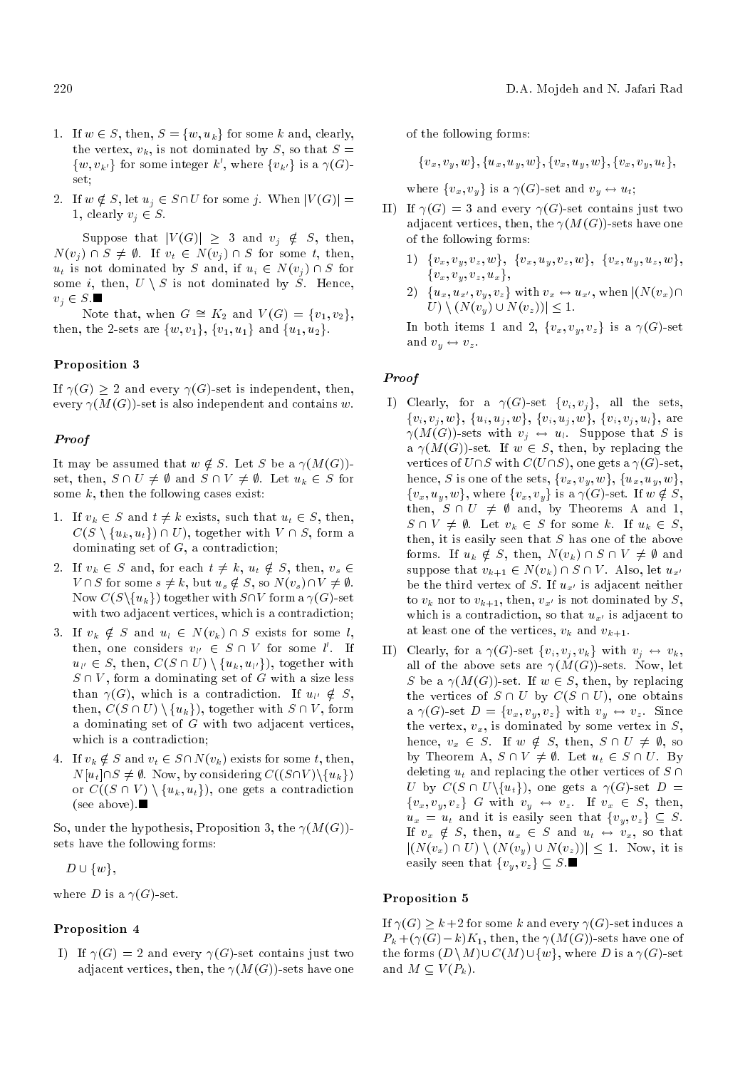1. If $w \in S$, then, $S = \{w, u_k\}$ for some $k$ and, clearly, the vertex, $v_k$, is not dominated by $S$, so that $S = \{w, v_{k'}\}$ for some integer $k'$, where $\{v_{k'}\}$ is a $\gamma(G)$-set;
2. If $w \notin S$, let $u_j \in S \cap U$ for some $j$. When $|V(G)| = 1$, clearly $v_j \in S$.

   Suppose that $|V(G)| \geq 3$ and $v_j \notin S$, then, $N(v_j) \cap S \neq \emptyset$. If $v_t \in N(v_j) \cap S$ for some $t$, then, $u_t$ is not dominated by $S$ and, if $u_i \in N(v_j) \cap S$ for some $i$, then, $U \setminus S$ is not dominated by $S$. Hence, $v_j \in S$.■

   Note that, when $G \cong K_2$ and $V(G) = \{v_1, v_2\}$, then, the 2-sets are $\{w, v_1\}$, $\{v_1, u_1\}$ and $\{u_1, u_2\}$.

### Proposition 3

If $\gamma(G) \geq 2$ and every $\gamma(G)$-set is independent, then, every $\gamma(M(G))$-set is also independent and contains $w$.

### *Proof*

It may be assumed that $w \notin S$. Let $S$ be a $\gamma(M(G))$-set, then, $S \cap U \neq \emptyset$ and $S \cap V \neq \emptyset$. Let $u_k \in S$ for some $k$, then the following cases exist:

1. If $v_k \in S$ and $t \neq k$ exists, such that $u_t \in S$, then, $C(S \setminus \{u_k, u_t\}) \cap U)$, together with $V \cap S$, form a dominating set of $G$, a contradiction;
2. If $v_k \in S$ and, for each $t \neq k$, $u_t \notin S$, then, $v_s \in V \cap S$ for some $s \neq k$, but $u_s \notin S$, so $N(v_s) \cap V \neq \emptyset$. Now $C(S \setminus \{u_k\})$ together with $S \cap V$ form a $\gamma(G)$-set with two adjacent vertices, which is a contradiction;
3. If $v_k \notin S$ and $u_l \in N(v_k) \cap S$ exists for some $l$, then, one considers $v_{l'} \in S \cap V$ for some $l'$. If $u_{l'} \in S$, then, $C(S \cap U) \setminus \{u_k, u_{l'}\})$, together with $S \cap V$, form a dominating set of $G$ with a size less than $\gamma(G)$, which is a contradiction. If $u_{l'} \notin S$, then, $C(S \cap U) \setminus \{u_k\})$, together with $S \cap V$, form a dominating set of $G$ with two adjacent vertices, which is a contradiction;
4. If $v_k \notin S$ and $v_t \in S \cap N(v_k)$ exists for some $t$, then, $N[u_t] \cap S \neq \emptyset$. Now, by considering $C((S \cap V) \setminus \{u_k\})$ or $C((S \cap V) \setminus \{u_k, u_t\})$, one gets a contradiction (see above).■

So, under the hypothesis, Proposition 3, the $\gamma(M(G))$-sets have the following forms:

$D \cup \{w\}$,

where $D$ is a $\gamma(G)$-set.

### Proposition 4

I) If $\gamma(G) = 2$ and every $\gamma(G)$-set contains just two adjacent vertices, then, the $\gamma(M(G))$-sets have one of the following forms:

$$\{v_x, v_y, w\}, \{u_x, u_y, w\}, \{v_x, u_y, w\}, \{v_x, v_y, u_t\},$$

where $\{v_x, v_y\}$ is a $\gamma(G)$-set and $v_y \leftrightarrow u_t$;

II) If $\gamma(G) = 3$ and every $\gamma(G)$-set contains just two adjacent vertices, then, the $\gamma(M(G))$-sets have one of the following forms:

1) $\{v_x, v_y, v_z, w\}$, $\{v_x, u_y, v_z, w\}$, $\{v_x, u_y, u_z, w\}$, $\{v_x, v_y, v_z, u_x\}$,

2) $\{u_x, u_{x'}, v_y, v_z\}$ with $v_x \leftrightarrow u_{x'}$, when $|(N(v_x) \cap U) \setminus (N(v_y) \cup N(v_z))| \leq 1$.

In both items 1 and 2, $\{v_x, v_y, v_z\}$ is a $\gamma(G)$-set and $v_y \leftrightarrow v_z$.

### *Proof*

I) Clearly, for a $\gamma(G)$-set $\{v_i, v_j\}$, all the sets, $\{v_i, v_j, w\}$, $\{u_i, u_j, w\}$, $\{v_i, u_j, w\}$, $\{v_i, v_j, u_l\}$, are $\gamma(M(G))$-sets with $v_j \leftrightarrow u_l$. Suppose that $S$ is a $\gamma(M(G))$-set. If $w \in S$, then, by replacing the vertices of $U \cap S$ with $C(U \cap S)$, one gets a $\gamma(G)$-set, hence, $S$ is one of the sets, $\{v_x, v_y, w\}$, $\{u_x, u_y, w\}$, $\{v_x, u_y, w\}$, where $\{v_x, v_y\}$ is a $\gamma(G)$-set. If $w \notin S$, then, $S \cap U \neq \emptyset$ and, by Theorems A and 1, $S \cap V \neq \emptyset$. Let $v_k \in S$ for some $k$. If $u_k \in S$, then, it is easily seen that $S$ has one of the above forms. If $u_k \notin S$, then, $N(v_k) \cap S \cap V \neq \emptyset$ and suppose that $v_{k+1} \in N(v_k) \cap S \cap V$. Also, let $u_{x'}$ be the third vertex of $S$. If $u_{x'}$ is adjacent neither to $v_k$ nor to $v_{k+1}$, then, $v_{x'}$ is not dominated by $S$, which is a contradiction, so that $u_{x'}$ is adjacent to at least one of the vertices, $v_k$ and $v_{k+1}$.

II) Clearly, for a $\gamma(G)$-set $\{v_i, v_j, v_k\}$ with $v_j \leftrightarrow v_k$, all of the above sets are $\gamma(M(G))$-sets. Now, let $S$ be a $\gamma(M(G))$-set. If $w \in S$, then, by replacing the vertices of $S \cap U$ by $C(S \cap U)$, one obtains a $\gamma(G)$-set $D = \{v_x, v_y, v_z\}$ with $v_y \leftrightarrow v_z$. Since the vertex, $v_x$, is dominated by some vertex in $S$, hence, $v_x \in S$. If $w \notin S$, then, $S \cap U \neq \emptyset$, so by Theorem A, $S \cap V \neq \emptyset$. Let $u_t \in S \cap U$. By deleting $u_t$ and replacing the other vertices of $S \cap U$ by $C(S \cap U \setminus \{u_t\})$, one gets a $\gamma(G)$-set $D = \{v_x, v_y, v_z\}$ $G$ with $v_y \leftrightarrow v_z$. If $v_x \in S$, then, $u_x = u_t$ and it is easily seen that $\{v_y, v_z\} \subseteq S$. If $v_x \notin S$, then, $u_x \in S$ and $u_t \leftrightarrow v_x$, so that $|(N(v_x) \cap U) \setminus (N(v_y) \cup N(v_z))| \leq 1$. Now, it is easily seen that $\{v_y, v_z\} \subseteq S$.■

### Proposition 5

If $\gamma(G) \geq k+2$ for some $k$ and every $\gamma(G)$-set induces a $P_k + (\gamma(G) - k)K_1$, then, the $\gamma(M(G))$-sets have one of the forms $(D \setminus M) \cup C(M) \cup \{w\}$, where $D$ is a $\gamma(G)$-set and $M \subseteq V(P_k)$.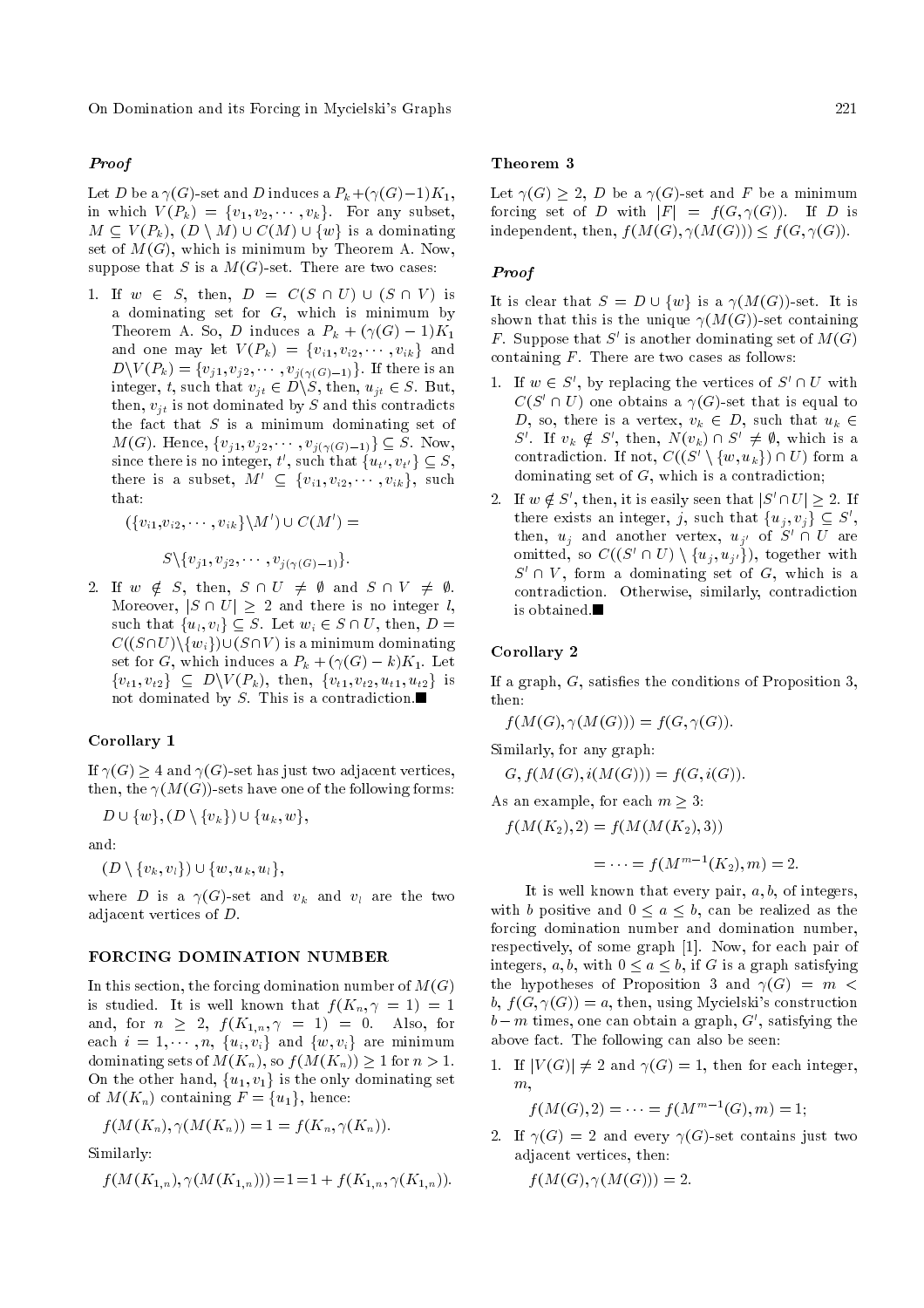***Proof***

Let $D$ be a $\gamma(G)$-set and $D$ induces a $P_k+(\gamma(G)-1)K_1$, in which $V(P_k) = \{v_1, v_2, \cdots, v_k\}$. For any subset, $M \subseteq V(P_k)$, $(D \setminus M) \cup C(M) \cup \{w\}$ is a dominating set of $M(G)$, which is minimum by Theorem A. Now, suppose that $S$ is a $M(G)$-set. There are two cases:

1. If $w \in S$, then, $D = C(S \cap U) \cup (S \cap V)$ is a dominating set for $G$, which is minimum by Theorem A. So, $D$ induces a $P_k + (\gamma(G)-1)K_1$ and one may let $V(P_k) = \{v_{i1}, v_{i2}, \cdots, v_{ik}\}$ and $D \setminus V(P_k) = \{v_{j1}, v_{j2}, \cdots, v_{j(\gamma(G)-1)}\}$. If there is an integer, $t$, such that $v_{jt} \in D \setminus S$, then, $u_{jt} \in S$. But, then, $v_{jt}$ is not dominated by $S$ and this contradicts the fact that $S$ is a minimum dominating set of $M(G)$. Hence, $\{v_{j1}, v_{j2}, \cdots, v_{j(\gamma(G)-1)}\} \subseteq S$. Now, since there is no integer, $t'$, such that $\{u_{t'}, v_{t'}\} \subseteq S$, there is a subset, $M' \subseteq \{v_{i1}, v_{i2}, \cdots, v_{ik}\}$, such that:

$$(\{v_{i1}, v_{i2}, \cdots, v_{ik}\} \setminus M') \cup C(M') =$$
$$S \setminus \{v_{j1}, v_{j2}, \cdots, v_{j(\gamma(G)-1)}\}.$$

2. If $w \notin S$, then, $S \cap U \neq \emptyset$ and $S \cap V \neq \emptyset$. Moreover, $|S \cap U| \geq 2$ and there is no integer $l$, such that $\{u_l, v_l\} \subseteq S$. Let $w_i \in S \cap U$, then, $D = C((S \cap U) \setminus \{w_i\}) \cup (S \cap V)$ is a minimum dominating set for $G$, which induces a $P_k + (\gamma(G)-k)K_1$. Let $\{v_{t1}, v_{t2}\} \subseteq D \setminus V(P_k)$, then, $\{v_{t1}, v_{t2}, u_{t1}, u_{t2}\}$ is not dominated by $S$. This is a contradiction.■

### Corollary 1

If $\gamma(G) \geq 4$ and $\gamma(G)$-set has just two adjacent vertices, then, the $\gamma(M(G))$-sets have one of the following forms:

$$D \cup \{w\}, (D \setminus \{v_k\}) \cup \{u_k, w\},$$

and:

$$(D \setminus \{v_k, v_l\}) \cup \{w, u_k, u_l\},$$

where $D$ is a $\gamma(G)$-set and $v_k$ and $v_l$ are the two adjacent vertices of $D$.

## FORCING DOMINATION NUMBER

In this section, the forcing domination number of $M(G)$ is studied. It is well known that $f(K_n, \gamma = 1) = 1$ and, for $n \geq 2$, $f(K_{1,n}, \gamma = 1) = 0$. Also, for each $i = 1, \cdots, n$, $\{u_i, v_i\}$ and $\{w, v_i\}$ are minimum dominating sets of $M(K_n)$, so $f(M(K_n)) \geq 1$ for $n > 1$. On the other hand, $\{u_1, v_1\}$ is the only dominating set of $M(K_n)$ containing $F = \{u_1\}$, hence:

$$f(M(K_n), \gamma(M(K_n)) = 1 = f(K_n, \gamma(K_n)).$$

Similarly:

$$f(M(K_{1,n}), \gamma(M(K_{1,n}))) = 1 = 1 + f(K_{1,n}, \gamma(K_{1,n})).$$

### Theorem 3

Let $\gamma(G) \geq 2$, $D$ be a $\gamma(G)$-set and $F$ be a minimum forcing set of $D$ with $|F| = f(G, \gamma(G))$. If $D$ is independent, then, $f(M(G), \gamma(M(G))) \leq f(G, \gamma(G))$.

***Proof***

It is clear that $S = D \cup \{w\}$ is a $\gamma(M(G))$-set. It is shown that this is the unique $\gamma(M(G))$-set containing $F$. Suppose that $S'$ is another dominating set of $M(G)$ containing $F$. There are two cases as follows:

1. If $w \in S'$, by replacing the vertices of $S' \cap U$ with $C(S' \cap U)$ one obtains a $\gamma(G)$-set that is equal to $D$, so, there is a vertex, $v_k \in D$, such that $u_k \in S'$. If $v_k \notin S'$, then, $N(v_k) \cap S' \neq \emptyset$, which is a contradiction. If not, $C((S' \setminus \{w, u_k\}) \cap U)$ form a dominating set of $G$, which is a contradiction;
2. If $w \notin S'$, then, it is easily seen that $|S' \cap U| \geq 2$. If there exists an integer, $j$, such that $\{u_j, v_j\} \subseteq S'$, then, $u_j$ and another vertex, $u_{j'}$ of $S' \cap U$ are omitted, so $C((S' \cap U) \setminus \{u_j, u_{j'}\})$, together with $S' \cap V$, form a dominating set of $G$, which is a contradiction. Otherwise, similarly, contradiction is obtained.■

### Corollary 2

If a graph, $G$, satisfies the conditions of Proposition 3, then:

$$f(M(G), \gamma(M(G))) = f(G, \gamma(G)).$$

Similarly, for any graph:

$$G, f(M(G), i(M(G))) = f(G, i(G)).$$

As an example, for each $m \geq 3$:

$$f(M(K_2), 2) = f(M(M(K_2), 3))$$
$$= \cdots = f(M^{m-1}(K_2), m) = 2.$$

It is well known that every pair, $a, b$, of integers, with $b$ positive and $0 \leq a \leq b$, can be realized as the forcing domination number and domination number, respectively, of some graph [1]. Now, for each pair of integers, $a, b$, with $0 \leq a \leq b$, if $G$ is a graph satisfying the hypotheses of Proposition 3 and $\gamma(G) = m < b$, $f(G, \gamma(G)) = a$, then, using Mycielski's construction $b - m$ times, one can obtain a graph, $G'$, satisfying the above fact. The following can also be seen:

1. If $|V(G)| \neq 2$ and $\gamma(G) = 1$, then for each integer, $m$,

$$f(M(G), 2) = \cdots = f(M^{m-1}(G), m) = 1;$$

2. If $\gamma(G) = 2$ and every $\gamma(G)$-set contains just two adjacent vertices, then:

$$f(M(G), \gamma(M(G))) = 2.$$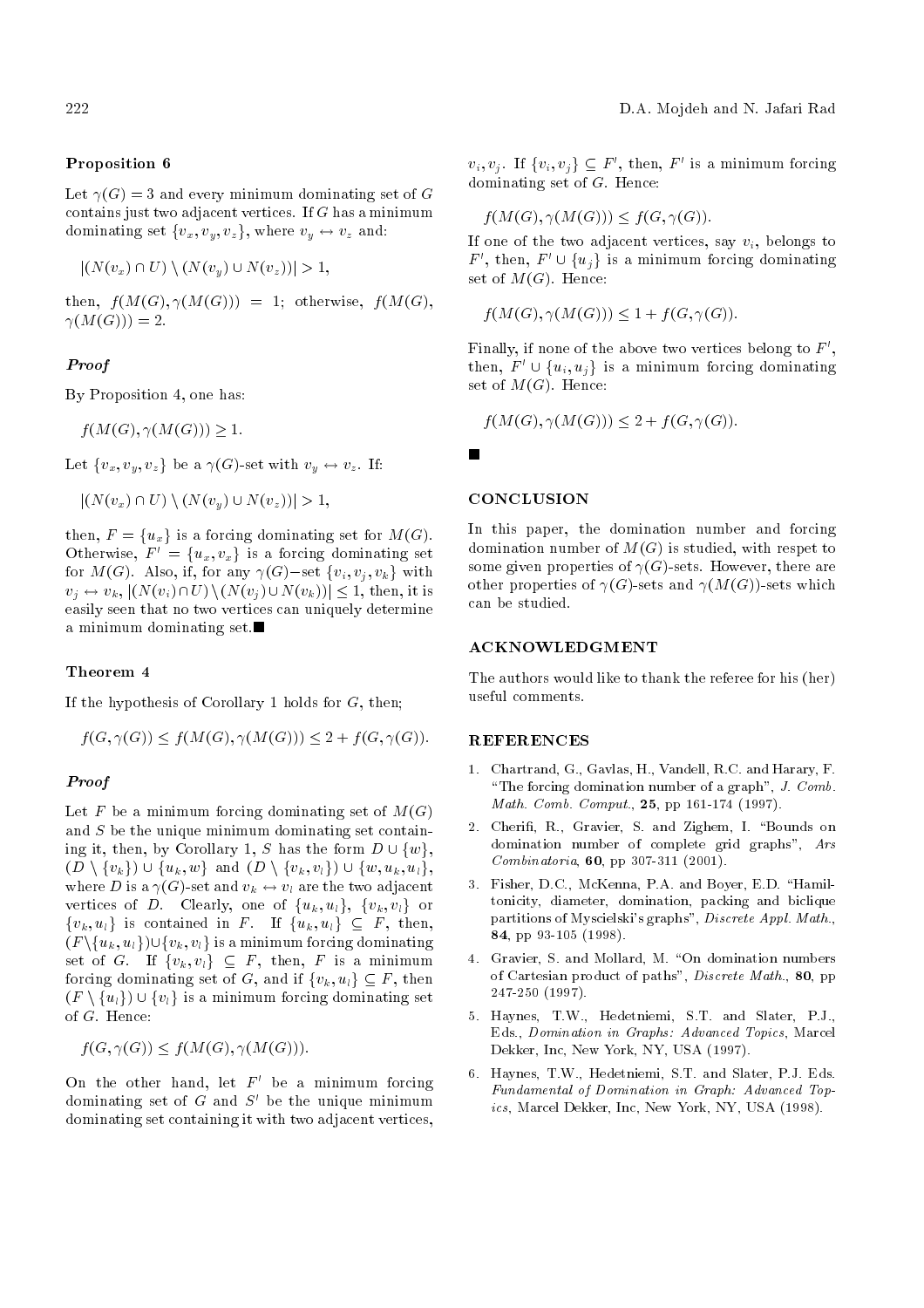### Proposition 6

Let $\gamma(G) = 3$ and every minimum dominating set of $G$ contains just two adjacent vertices. If $G$ has a minimum dominating set $\{v_x, v_y, v_z\}$, where $v_y \leftrightarrow v_z$ and:

$$|(N(v_x) \cap U) \setminus (N(v_y) \cup N(v_z))| > 1,$$

then, $f(M(G), \gamma(M(G))) = 1$; otherwise, $f(M(G), \gamma(M(G))) = 2$.

### *Proof*

By Proposition 4, one has:

$$f(M(G), \gamma(M(G))) \geq 1.$$

Let $\{v_x, v_y, v_z\}$ be a $\gamma(G)$-set with $v_y \leftrightarrow v_z$. If:

$$|(N(v_x) \cap U) \setminus (N(v_y) \cup N(v_z))| > 1,$$

then, $F = \{u_x\}$ is a forcing dominating set for $M(G)$. Otherwise, $F' = \{u_x, v_x\}$ is a forcing dominating set for $M(G)$. Also, if, for any $\gamma(G)-$set $\{v_i, v_j, v_k\}$ with $v_j \leftrightarrow v_k$, $|(N(v_i) \cap U) \setminus (N(v_j) \cup N(v_k))| \leq 1$, then, it is easily seen that no two vertices can uniquely determine a minimum dominating set.■

### Theorem 4

If the hypothesis of Corollary 1 holds for $G$, then;

$$f(G, \gamma(G)) \leq f(M(G), \gamma(M(G))) \leq 2 + f(G, \gamma(G)).$$

### *Proof*

Let $F$ be a minimum forcing dominating set of $M(G)$ and $S$ be the unique minimum dominating set containing it, then, by Corollary 1, $S$ has the form $D \cup \{w\}$, $(D \setminus \{v_k\}) \cup \{u_k, w\}$ and $(D \setminus \{v_k, v_l\}) \cup \{w, u_k, u_l\}$, where $D$ is a $\gamma(G)$-set and $v_k \leftrightarrow v_l$ are the two adjacent vertices of $D$. Clearly, one of $\{u_k, u_l\}$, $\{v_k, v_l\}$ or $\{v_k, u_l\}$ is contained in $F$. If $\{u_k, u_l\} \subseteq F$, then, $(F \setminus \{u_k, u_l\}) \cup \{v_k, v_l\}$ is a minimum forcing dominating set of $G$. If $\{v_k, v_l\} \subseteq F$, then, $F$ is a minimum forcing dominating set of $G$, and if $\{v_k, u_l\} \subseteq F$, then $(F \setminus \{u_l\}) \cup \{v_l\}$ is a minimum forcing dominating set of $G$. Hence:

$$f(G, \gamma(G)) \leq f(M(G), \gamma(M(G))).$$

On the other hand, let $F'$ be a minimum forcing dominating set of $G$ and $S'$ be the unique minimum dominating set containing it with two adjacent vertices, $v_i, v_j$. If $\{v_i, v_j\} \subseteq F'$, then, $F'$ is a minimum forcing dominating set of $G$. Hence:

$$f(M(G), \gamma(M(G))) \leq f(G, \gamma(G)).$$

If one of the two adjacent vertices, say $v_i$, belongs to $F'$, then, $F' \cup \{u_j\}$ is a minimum forcing dominating set of $M(G)$. Hence:

$$f(M(G), \gamma(M(G))) \leq 1 + f(G, \gamma(G)).$$

Finally, if none of the above two vertices belong to $F'$, then, $F' \cup \{u_i, u_j\}$ is a minimum forcing dominating set of $M(G)$. Hence:

$$f(M(G), \gamma(M(G))) \leq 2 + f(G, \gamma(G)).$$

■

## CONCLUSION

In this paper, the domination number and forcing domination number of $M(G)$ is studied, with respet to some given properties of $\gamma(G)$-sets. However, there are other properties of $\gamma(G)$-sets and $\gamma(M(G))$-sets which can be studied.

## ACKNOWLEDGMENT

The authors would like to thank the referee for his (her) useful comments.

## REFERENCES

1. Chartrand, G., Gavlas, H., Vandell, R.C. and Harary, F. "The forcing domination number of a graph", *J. Comb. Math. Comb. Comput.*, **25**, pp 161-174 (1997).
2. Cherifi, R., Gravier, S. and Zighem, I. "Bounds on domination number of complete grid graphs", *Ars Combinatoria*, **60**, pp 307-311 (2001).
3. Fisher, D.C., McKenna, P.A. and Boyer, E.D. "Hamiltonicity, diameter, domination, packing and biclique partitions of Myscielski's graphs", *Discrete Appl. Math.*, **84**, pp 93-105 (1998).
4. Gravier, S. and Mollard, M. "On domination numbers of Cartesian product of paths", *Discrete Math.*, **80**, pp 247-250 (1997).
5. Haynes, T.W., Hedetniemi, S.T. and Slater, P.J., Eds., *Domination in Graphs: Advanced Topics*, Marcel Dekker, Inc, New York, NY, USA (1997).
6. Haynes, T.W., Hedetniemi, S.T. and Slater, P.J. Eds. *Fundamental of Domination in Graph: Advanced Topics*, Marcel Dekker, Inc, New York, NY, USA (1998).